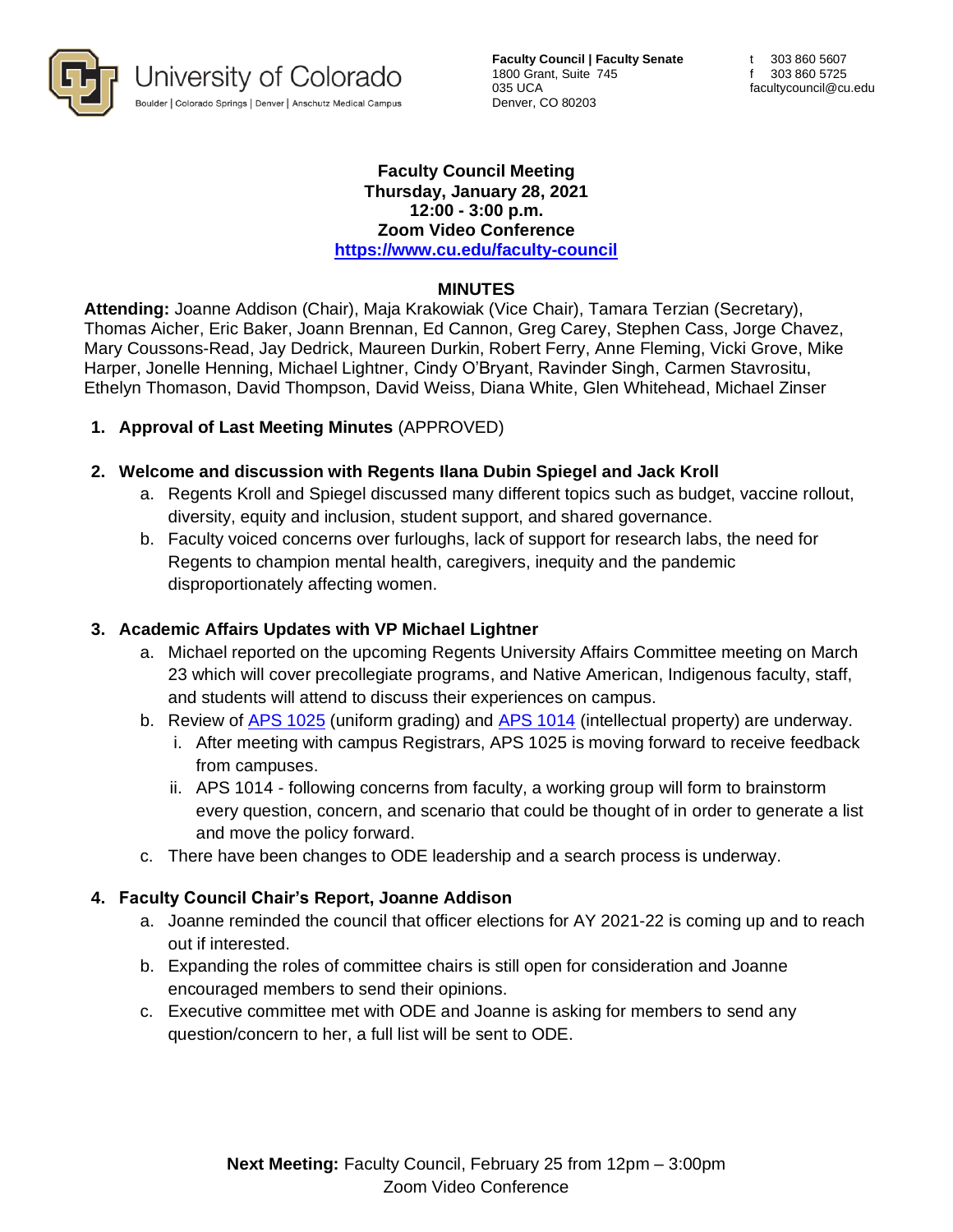University of Colorado
Boulder | Colorado Springs | Denver | Anschutz Medical Campus

**Faculty Council | Faculty Senate**
1800 Grant, Suite 745
035 UCA
Denver, CO 80203

t 303 860 5607
f 303 860 5725
facultycouncil@cu.edu

**Faculty Council Meeting**
**Thursday, January 28, 2021**
**12:00 - 3:00 p.m.**
**Zoom Video Conference**
**https://www.cu.edu/faculty-council**

## MINUTES

**Attending:** Joanne Addison (Chair), Maja Krakowiak (Vice Chair), Tamara Terzian (Secretary), Thomas Aicher, Eric Baker, Joann Brennan, Ed Cannon, Greg Carey, Stephen Cass, Jorge Chavez, Mary Coussons-Read, Jay Dedrick, Maureen Durkin, Robert Ferry, Anne Fleming, Vicki Grove, Mike Harper, Jonelle Henning, Michael Lightner, Cindy O'Bryant, Ravinder Singh, Carmen Stavrositu, Ethelyn Thomason, David Thompson, David Weiss, Diana White, Glen Whitehead, Michael Zinser

1. **Approval of Last Meeting Minutes** (APPROVED)

2. **Welcome and discussion with Regents Ilana Dubin Spiegel and Jack Kroll**
   a. Regents Kroll and Spiegel discussed many different topics such as budget, vaccine rollout, diversity, equity and inclusion, student support, and shared governance.
   b. Faculty voiced concerns over furloughs, lack of support for research labs, the need for Regents to champion mental health, caregivers, inequity and the pandemic disproportionately affecting women.

3. **Academic Affairs Updates with VP Michael Lightner**
   a. Michael reported on the upcoming Regents University Affairs Committee meeting on March 23 which will cover precollegiate programs, and Native American, Indigenous faculty, staff, and students will attend to discuss their experiences on campus.
   b. Review of APS 1025 (uniform grading) and APS 1014 (intellectual property) are underway.
      i. After meeting with campus Registrars, APS 1025 is moving forward to receive feedback from campuses.
      ii. APS 1014 - following concerns from faculty, a working group will form to brainstorm every question, concern, and scenario that could be thought of in order to generate a list and move the policy forward.
   c. There have been changes to ODE leadership and a search process is underway.

4. **Faculty Council Chair's Report, Joanne Addison**
   a. Joanne reminded the council that officer elections for AY 2021-22 is coming up and to reach out if interested.
   b. Expanding the roles of committee chairs is still open for consideration and Joanne encouraged members to send their opinions.
   c. Executive committee met with ODE and Joanne is asking for members to send any question/concern to her, a full list will be sent to ODE.

**Next Meeting:** Faculty Council, February 25 from 12pm – 3:00pm
Zoom Video Conference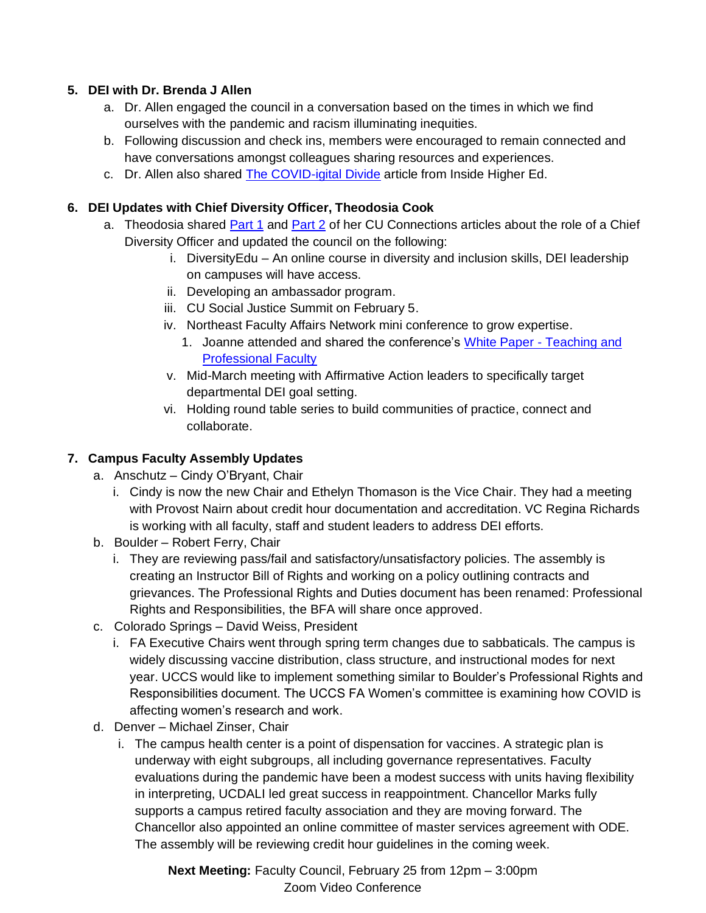5. **DEI with Dr. Brenda J Allen**
    a. Dr. Allen engaged the council in a conversation based on the times in which we find ourselves with the pandemic and racism illuminating inequities.
    b. Following discussion and check ins, members were encouraged to remain connected and have conversations amongst colleagues sharing resources and experiences.
    c. Dr. Allen also shared The COVID-igital Divide article from Inside Higher Ed.

6. **DEI Updates with Chief Diversity Officer, Theodosia Cook**
    a. Theodosia shared Part 1 and Part 2 of her CU Connections articles about the role of a Chief Diversity Officer and updated the council on the following:
        i. DiversityEdu – An online course in diversity and inclusion skills, DEI leadership on campuses will have access.
        ii. Developing an ambassador program.
        iii. CU Social Justice Summit on February 5.
        iv. Northeast Faculty Affairs Network mini conference to grow expertise.
            1. Joanne attended and shared the conference's White Paper - Teaching and Professional Faculty
        v. Mid-March meeting with Affirmative Action leaders to specifically target departmental DEI goal setting.
        vi. Holding round table series to build communities of practice, connect and collaborate.

7. **Campus Faculty Assembly Updates**
    a. Anschutz – Cindy O'Bryant, Chair
        i. Cindy is now the new Chair and Ethelyn Thomason is the Vice Chair. They had a meeting with Provost Nairn about credit hour documentation and accreditation. VC Regina Richards is working with all faculty, staff and student leaders to address DEI efforts.
    b. Boulder – Robert Ferry, Chair
        i. They are reviewing pass/fail and satisfactory/unsatisfactory policies. The assembly is creating an Instructor Bill of Rights and working on a policy outlining contracts and grievances. The Professional Rights and Duties document has been renamed: Professional Rights and Responsibilities, the BFA will share once approved.
    c. Colorado Springs – David Weiss, President
        i. FA Executive Chairs went through spring term changes due to sabbaticals. The campus is widely discussing vaccine distribution, class structure, and instructional modes for next year. UCCS would like to implement something similar to Boulder's Professional Rights and Responsibilities document. The UCCS FA Women's committee is examining how COVID is affecting women's research and work.
    d. Denver – Michael Zinser, Chair
        i. The campus health center is a point of dispensation for vaccines. A strategic plan is underway with eight subgroups, all including governance representatives. Faculty evaluations during the pandemic have been a modest success with units having flexibility in interpreting, UCDALI led great success in reappointment. Chancellor Marks fully supports a campus retired faculty association and they are moving forward. The Chancellor also appointed an online committee of master services agreement with ODE. The assembly will be reviewing credit hour guidelines in the coming week.

**Next Meeting:** Faculty Council, February 25 from 12pm – 3:00pm
Zoom Video Conference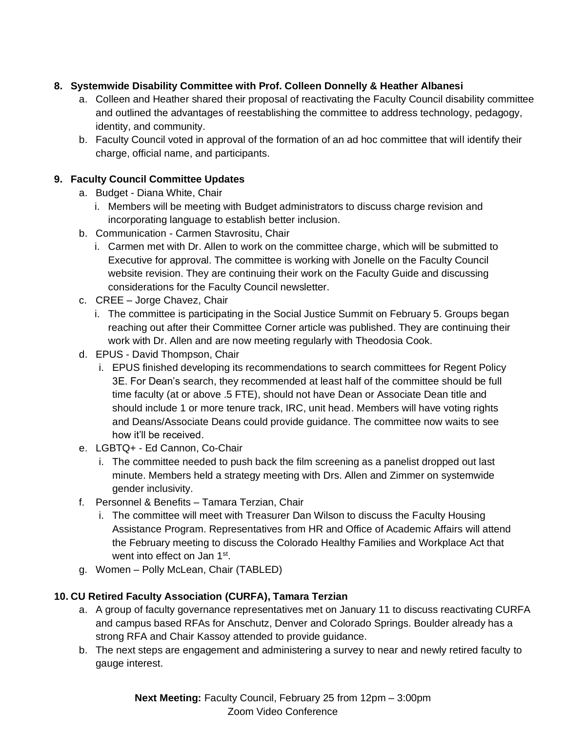8. **Systemwide Disability Committee with Prof. Colleen Donnelly & Heather Albanesi**
    a. Colleen and Heather shared their proposal of reactivating the Faculty Council disability committee and outlined the advantages of reestablishing the committee to address technology, pedagogy, identity, and community.
    b. Faculty Council voted in approval of the formation of an ad hoc committee that will identify their charge, official name, and participants.

9. **Faculty Council Committee Updates**
    a. Budget - Diana White, Chair
        i. Members will be meeting with Budget administrators to discuss charge revision and incorporating language to establish better inclusion.
    b. Communication - Carmen Stavrositu, Chair
        i. Carmen met with Dr. Allen to work on the committee charge, which will be submitted to Executive for approval. The committee is working with Jonelle on the Faculty Council website revision. They are continuing their work on the Faculty Guide and discussing considerations for the Faculty Council newsletter.
    c. CREE – Jorge Chavez, Chair
        i. The committee is participating in the Social Justice Summit on February 5. Groups began reaching out after their Committee Corner article was published. They are continuing their work with Dr. Allen and are now meeting regularly with Theodosia Cook.
    d. EPUS - David Thompson, Chair
        i. EPUS finished developing its recommendations to search committees for Regent Policy 3E. For Dean's search, they recommended at least half of the committee should be full time faculty (at or above .5 FTE), should not have Dean or Associate Dean title and should include 1 or more tenure track, IRC, unit head. Members will have voting rights and Deans/Associate Deans could provide guidance. The committee now waits to see how it'll be received.
    e. LGBTQ+ - Ed Cannon, Co-Chair
        i. The committee needed to push back the film screening as a panelist dropped out last minute. Members held a strategy meeting with Drs. Allen and Zimmer on systemwide gender inclusivity.
    f. Personnel & Benefits – Tamara Terzian, Chair
        i. The committee will meet with Treasurer Dan Wilson to discuss the Faculty Housing Assistance Program. Representatives from HR and Office of Academic Affairs will attend the February meeting to discuss the Colorado Healthy Families and Workplace Act that went into effect on Jan 1st.
    g. Women – Polly McLean, Chair (TABLED)

10. **CU Retired Faculty Association (CURFA), Tamara Terzian**
    a. A group of faculty governance representatives met on January 11 to discuss reactivating CURFA and campus based RFAs for Anschutz, Denver and Colorado Springs. Boulder already has a strong RFA and Chair Kassoy attended to provide guidance.
    b. The next steps are engagement and administering a survey to near and newly retired faculty to gauge interest.

**Next Meeting:** Faculty Council, February 25 from 12pm – 3:00pm
Zoom Video Conference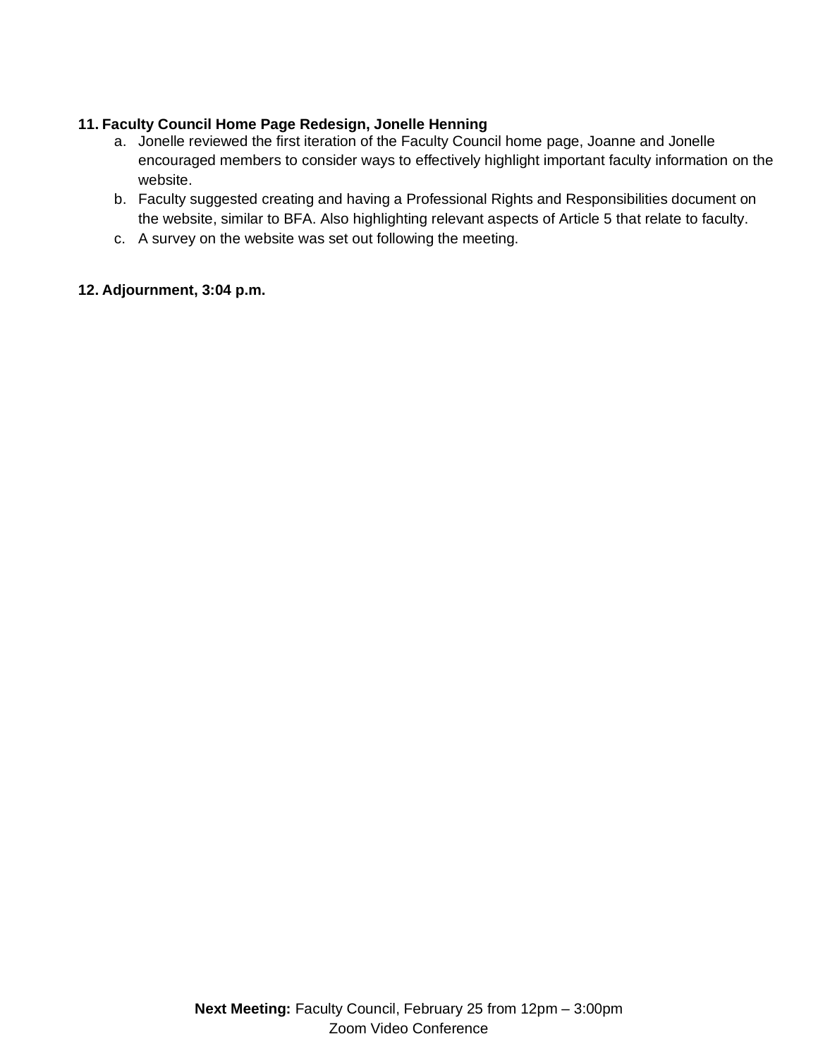**11. Faculty Council Home Page Redesign, Jonelle Henning**

a. Jonelle reviewed the first iteration of the Faculty Council home page, Joanne and Jonelle encouraged members to consider ways to effectively highlight important faculty information on the website.

b. Faculty suggested creating and having a Professional Rights and Responsibilities document on the website, similar to BFA. Also highlighting relevant aspects of Article 5 that relate to faculty.

c. A survey on the website was set out following the meeting.

**12. Adjournment, 3:04 p.m.**

**Next Meeting:** Faculty Council, February 25 from 12pm – 3:00pm
Zoom Video Conference